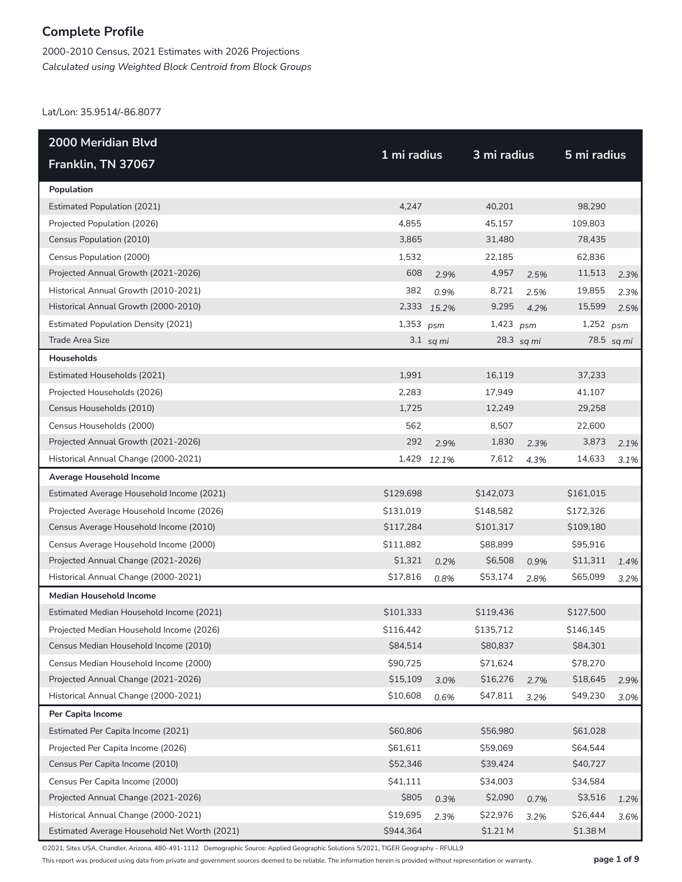# Complete Profile

2000-2010 Census, 2021 Estimates with 2026 Projections

*Calculated using Weighted Block Centroid from Block Groups*

Lat/Lon: 35.9514/-86.8077

| 2000 Meridian Blvd<br>Franklin, TN 37067 | 1 mi radius | | 3 mi radius | | 5 mi radius | |
|---|---|---|---|---|---|---|
| **Population** | | | | | | |
| Estimated Population (2021) | 4,247 | | 40,201 | | 98,290 | |
| Projected Population (2026) | 4,855 | | 45,157 | | 109,803 | |
| Census Population (2010) | 3,865 | | 31,480 | | 78,435 | |
| Census Population (2000) | 1,532 | | 22,185 | | 62,836 | |
| Projected Annual Growth (2021-2026) | 608 | *2.9%* | 4,957 | *2.5%* | 11,513 | *2.3%* |
| Historical Annual Growth (2010-2021) | 382 | *0.9%* | 8,721 | *2.5%* | 19,855 | *2.3%* |
| Historical Annual Growth (2000-2010) | 2,333 | *15.2%* | 9,295 | *4.2%* | 15,599 | *2.5%* |
| Estimated Population Density (2021) | 1,353 | *psm* | 1,423 | *psm* | 1,252 | *psm* |
| Trade Area Size | 3.1 | *sq mi* | 28.3 | *sq mi* | 78.5 | *sq mi* |
| **Households** | | | | | | |
| Estimated Households (2021) | 1,991 | | 16,119 | | 37,233 | |
| Projected Households (2026) | 2,283 | | 17,949 | | 41,107 | |
| Census Households (2010) | 1,725 | | 12,249 | | 29,258 | |
| Census Households (2000) | 562 | | 8,507 | | 22,600 | |
| Projected Annual Growth (2021-2026) | 292 | *2.9%* | 1,830 | *2.3%* | 3,873 | *2.1%* |
| Historical Annual Change (2000-2021) | 1,429 | *12.1%* | 7,612 | *4.3%* | 14,633 | *3.1%* |
| **Average Household Income** | | | | | | |
| Estimated Average Household Income (2021) | $129,698 | | $142,073 | | $161,015 | |
| Projected Average Household Income (2026) | $131,019 | | $148,582 | | $172,326 | |
| Census Average Household Income (2010) | $117,284 | | $101,317 | | $109,180 | |
| Census Average Household Income (2000) | $111,882 | | $88,899 | | $95,916 | |
| Projected Annual Change (2021-2026) | $1,321 | *0.2%* | $6,508 | *0.9%* | $11,311 | *1.4%* |
| Historical Annual Change (2000-2021) | $17,816 | *0.8%* | $53,174 | *2.8%* | $65,099 | *3.2%* |
| **Median Household Income** | | | | | | |
| Estimated Median Household Income (2021) | $101,333 | | $119,436 | | $127,500 | |
| Projected Median Household Income (2026) | $116,442 | | $135,712 | | $146,145 | |
| Census Median Household Income (2010) | $84,514 | | $80,837 | | $84,301 | |
| Census Median Household Income (2000) | $90,725 | | $71,624 | | $78,270 | |
| Projected Annual Change (2021-2026) | $15,109 | *3.0%* | $16,276 | *2.7%* | $18,645 | *2.9%* |
| Historical Annual Change (2000-2021) | $10,608 | *0.6%* | $47,811 | *3.2%* | $49,230 | *3.0%* |
| **Per Capita Income** | | | | | | |
| Estimated Per Capita Income (2021) | $60,806 | | $56,980 | | $61,028 | |
| Projected Per Capita Income (2026) | $61,611 | | $59,069 | | $64,544 | |
| Census Per Capita Income (2010) | $52,346 | | $39,424 | | $40,727 | |
| Census Per Capita Income (2000) | $41,111 | | $34,003 | | $34,584 | |
| Projected Annual Change (2021-2026) | $805 | *0.3%* | $2,090 | *0.7%* | $3,516 | *1.2%* |
| Historical Annual Change (2000-2021) | $19,695 | *2.3%* | $22,976 | *3.2%* | $26,444 | *3.6%* |
| Estimated Average Household Net Worth (2021) | $944,364 | | $1.21 M | | $1.38 M | |

©2021, Sites USA, Chandler, Arizona, 480-491-1112 Demographic Source: Applied Geographic Solutions 5/2021, TIGER Geography - RFULL9

This report was produced using data from private and government sources deemed to be reliable. The information herein is provided without representation or warranty.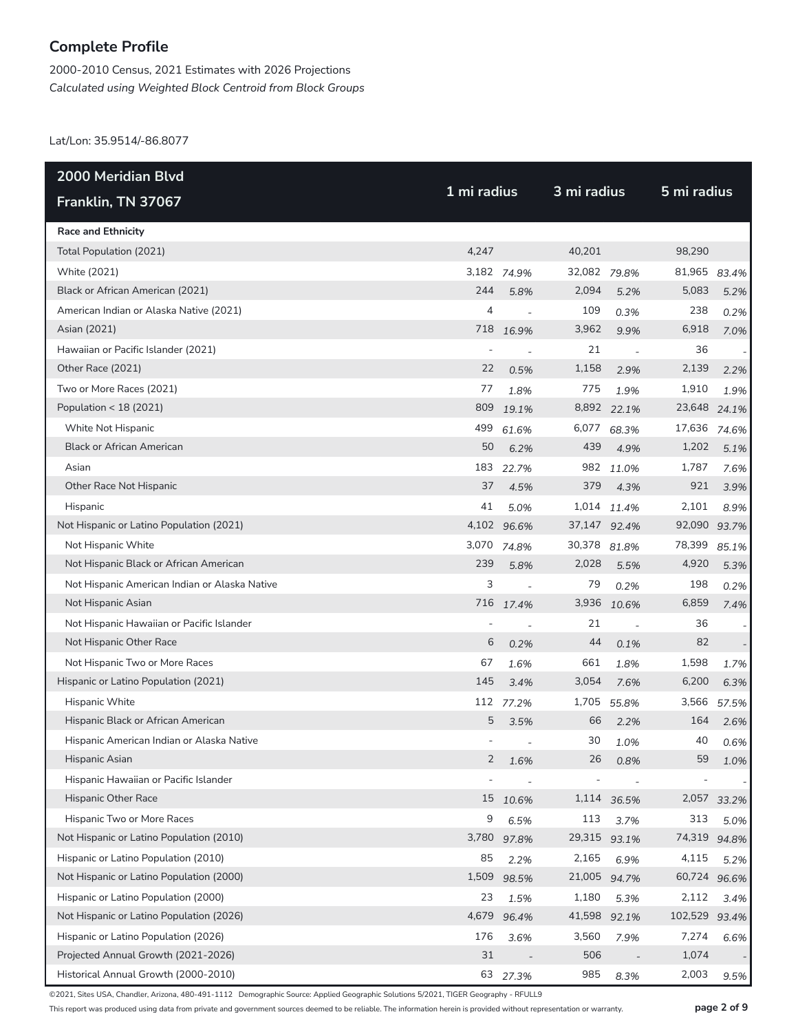## Complete Profile

2000-2010 Census, 2021 Estimates with 2026 Projections
*Calculated using Weighted Block Centroid from Block Groups*

Lat/Lon: 35.9514/-86.8077

| 2000 Meridian Blvd Franklin, TN 37067 | 1 mi radius | | 3 mi radius | | 5 mi radius | |
|---|---|---|---|---|---|---|
| **Race and Ethnicity** | | | | | | |
| Total Population (2021) | 4,247 | | 40,201 | | 98,290 | |
| White (2021) | 3,182 | *74.9%* | 32,082 | *79.8%* | 81,965 | *83.4%* |
| Black or African American (2021) | 244 | *5.8%* | 2,094 | *5.2%* | 5,083 | *5.2%* |
| American Indian or Alaska Native (2021) | 4 | - | 109 | *0.3%* | 238 | *0.2%* |
| Asian (2021) | 718 | *16.9%* | 3,962 | *9.9%* | 6,918 | *7.0%* |
| Hawaiian or Pacific Islander (2021) | - | - | 21 | - | 36 | - |
| Other Race (2021) | 22 | *0.5%* | 1,158 | *2.9%* | 2,139 | *2.2%* |
| Two or More Races (2021) | 77 | *1.8%* | 775 | *1.9%* | 1,910 | *1.9%* |
| Population < 18 (2021) | 809 | *19.1%* | 8,892 | *22.1%* | 23,648 | *24.1%* |
| White Not Hispanic | 499 | *61.6%* | 6,077 | *68.3%* | 17,636 | *74.6%* |
| Black or African American | 50 | *6.2%* | 439 | *4.9%* | 1,202 | *5.1%* |
| Asian | 183 | *22.7%* | 982 | *11.0%* | 1,787 | *7.6%* |
| Other Race Not Hispanic | 37 | *4.5%* | 379 | *4.3%* | 921 | *3.9%* |
| Hispanic | 41 | *5.0%* | 1,014 | *11.4%* | 2,101 | *8.9%* |
| Not Hispanic or Latino Population (2021) | 4,102 | *96.6%* | 37,147 | *92.4%* | 92,090 | *93.7%* |
| Not Hispanic White | 3,070 | *74.8%* | 30,378 | *81.8%* | 78,399 | *85.1%* |
| Not Hispanic Black or African American | 239 | *5.8%* | 2,028 | *5.5%* | 4,920 | *5.3%* |
| Not Hispanic American Indian or Alaska Native | 3 | - | 79 | *0.2%* | 198 | *0.2%* |
| Not Hispanic Asian | 716 | *17.4%* | 3,936 | *10.6%* | 6,859 | *7.4%* |
| Not Hispanic Hawaiian or Pacific Islander | - | - | 21 | - | 36 | - |
| Not Hispanic Other Race | 6 | *0.2%* | 44 | *0.1%* | 82 | - |
| Not Hispanic Two or More Races | 67 | *1.6%* | 661 | *1.8%* | 1,598 | *1.7%* |
| Hispanic or Latino Population (2021) | 145 | *3.4%* | 3,054 | *7.6%* | 6,200 | *6.3%* |
| Hispanic White | 112 | *77.2%* | 1,705 | *55.8%* | 3,566 | *57.5%* |
| Hispanic Black or African American | 5 | *3.5%* | 66 | *2.2%* | 164 | *2.6%* |
| Hispanic American Indian or Alaska Native | - | - | 30 | *1.0%* | 40 | *0.6%* |
| Hispanic Asian | 2 | *1.6%* | 26 | *0.8%* | 59 | *1.0%* |
| Hispanic Hawaiian or Pacific Islander | - | - | - | - | - | - |
| Hispanic Other Race | 15 | *10.6%* | 1,114 | *36.5%* | 2,057 | *33.2%* |
| Hispanic Two or More Races | 9 | *6.5%* | 113 | *3.7%* | 313 | *5.0%* |
| Not Hispanic or Latino Population (2010) | 3,780 | *97.8%* | 29,315 | *93.1%* | 74,319 | *94.8%* |
| Hispanic or Latino Population (2010) | 85 | *2.2%* | 2,165 | *6.9%* | 4,115 | *5.2%* |
| Not Hispanic or Latino Population (2000) | 1,509 | *98.5%* | 21,005 | *94.7%* | 60,724 | *96.6%* |
| Hispanic or Latino Population (2000) | 23 | *1.5%* | 1,180 | *5.3%* | 2,112 | *3.4%* |
| Not Hispanic or Latino Population (2026) | 4,679 | *96.4%* | 41,598 | *92.1%* | 102,529 | *93.4%* |
| Hispanic or Latino Population (2026) | 176 | *3.6%* | 3,560 | *7.9%* | 7,274 | *6.6%* |
| Projected Annual Growth (2021-2026) | 31 | - | 506 | - | 1,074 | - |
| Historical Annual Growth (2000-2010) | 63 | *27.3%* | 985 | *8.3%* | 2,003 | *9.5%* |

©2021, Sites USA, Chandler, Arizona, 480-491-1112 Demographic Source: Applied Geographic Solutions 5/2021, TIGER Geography - RFULL9

This report was produced using data from private and government sources deemed to be reliable. The information herein is provided without representation or warranty.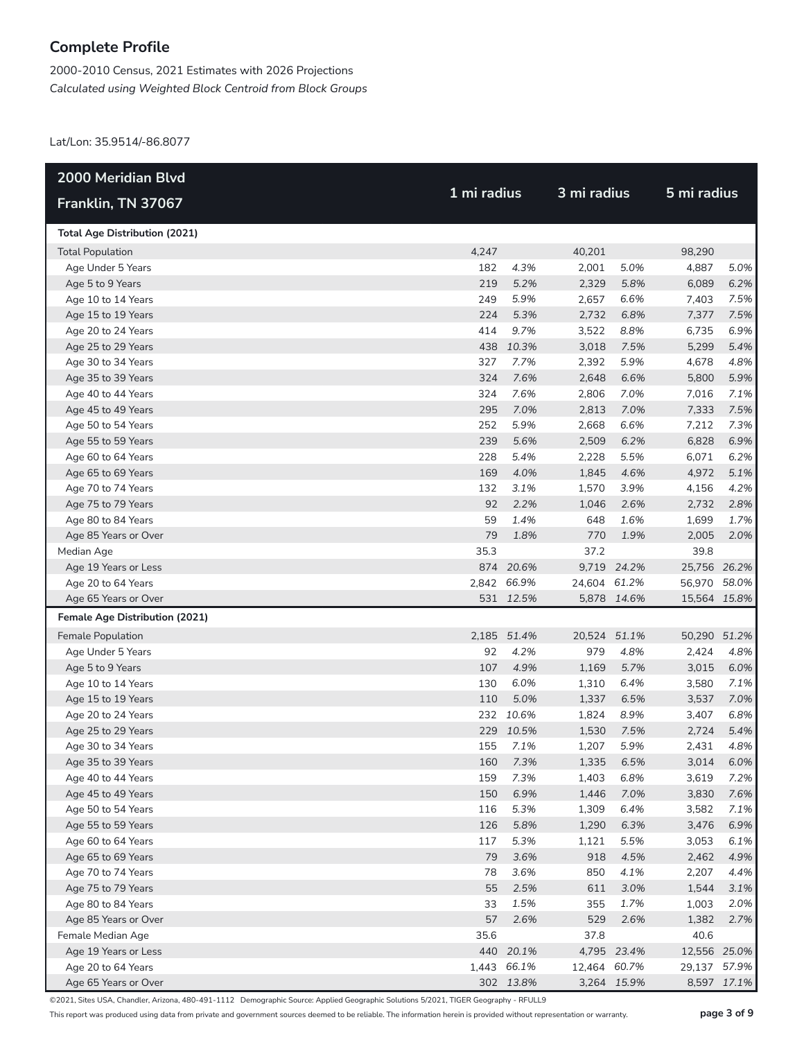# Complete Profile

2000-2010 Census, 2021 Estimates with 2026 Projections
*Calculated using Weighted Block Centroid from Block Groups*

Lat/Lon: 35.9514/-86.8077

| 2000 Meridian Blvd Franklin, TN 37067 | 1 mi radius | | 3 mi radius | | 5 mi radius | |
|---|---|---|---|---|---|---|
| **Total Age Distribution (2021)** | | | | | | |
| Total Population | 4,247 | | 40,201 | | 98,290 | |
| Age Under 5 Years | 182 | *4.3%* | 2,001 | *5.0%* | 4,887 | *5.0%* |
| Age 5 to 9 Years | 219 | *5.2%* | 2,329 | *5.8%* | 6,089 | *6.2%* |
| Age 10 to 14 Years | 249 | *5.9%* | 2,657 | *6.6%* | 7,403 | *7.5%* |
| Age 15 to 19 Years | 224 | *5.3%* | 2,732 | *6.8%* | 7,377 | *7.5%* |
| Age 20 to 24 Years | 414 | *9.7%* | 3,522 | *8.8%* | 6,735 | *6.9%* |
| Age 25 to 29 Years | 438 | *10.3%* | 3,018 | *7.5%* | 5,299 | *5.4%* |
| Age 30 to 34 Years | 327 | *7.7%* | 2,392 | *5.9%* | 4,678 | *4.8%* |
| Age 35 to 39 Years | 324 | *7.6%* | 2,648 | *6.6%* | 5,800 | *5.9%* |
| Age 40 to 44 Years | 324 | *7.6%* | 2,806 | *7.0%* | 7,016 | *7.1%* |
| Age 45 to 49 Years | 295 | *7.0%* | 2,813 | *7.0%* | 7,333 | *7.5%* |
| Age 50 to 54 Years | 252 | *5.9%* | 2,668 | *6.6%* | 7,212 | *7.3%* |
| Age 55 to 59 Years | 239 | *5.6%* | 2,509 | *6.2%* | 6,828 | *6.9%* |
| Age 60 to 64 Years | 228 | *5.4%* | 2,228 | *5.5%* | 6,071 | *6.2%* |
| Age 65 to 69 Years | 169 | *4.0%* | 1,845 | *4.6%* | 4,972 | *5.1%* |
| Age 70 to 74 Years | 132 | *3.1%* | 1,570 | *3.9%* | 4,156 | *4.2%* |
| Age 75 to 79 Years | 92 | *2.2%* | 1,046 | *2.6%* | 2,732 | *2.8%* |
| Age 80 to 84 Years | 59 | *1.4%* | 648 | *1.6%* | 1,699 | *1.7%* |
| Age 85 Years or Over | 79 | *1.8%* | 770 | *1.9%* | 2,005 | *2.0%* |
| Median Age | 35.3 | | 37.2 | | 39.8 | |
| Age 19 Years or Less | 874 | *20.6%* | 9,719 | *24.2%* | 25,756 | *26.2%* |
| Age 20 to 64 Years | 2,842 | *66.9%* | 24,604 | *61.2%* | 56,970 | *58.0%* |
| Age 65 Years or Over | 531 | *12.5%* | 5,878 | *14.6%* | 15,564 | *15.8%* |
| **Female Age Distribution (2021)** | | | | | | |
| Female Population | 2,185 | *51.4%* | 20,524 | *51.1%* | 50,290 | *51.2%* |
| Age Under 5 Years | 92 | *4.2%* | 979 | *4.8%* | 2,424 | *4.8%* |
| Age 5 to 9 Years | 107 | *4.9%* | 1,169 | *5.7%* | 3,015 | *6.0%* |
| Age 10 to 14 Years | 130 | *6.0%* | 1,310 | *6.4%* | 3,580 | *7.1%* |
| Age 15 to 19 Years | 110 | *5.0%* | 1,337 | *6.5%* | 3,537 | *7.0%* |
| Age 20 to 24 Years | 232 | *10.6%* | 1,824 | *8.9%* | 3,407 | *6.8%* |
| Age 25 to 29 Years | 229 | *10.5%* | 1,530 | *7.5%* | 2,724 | *5.4%* |
| Age 30 to 34 Years | 155 | *7.1%* | 1,207 | *5.9%* | 2,431 | *4.8%* |
| Age 35 to 39 Years | 160 | *7.3%* | 1,335 | *6.5%* | 3,014 | *6.0%* |
| Age 40 to 44 Years | 159 | *7.3%* | 1,403 | *6.8%* | 3,619 | *7.2%* |
| Age 45 to 49 Years | 150 | *6.9%* | 1,446 | *7.0%* | 3,830 | *7.6%* |
| Age 50 to 54 Years | 116 | *5.3%* | 1,309 | *6.4%* | 3,582 | *7.1%* |
| Age 55 to 59 Years | 126 | *5.8%* | 1,290 | *6.3%* | 3,476 | *6.9%* |
| Age 60 to 64 Years | 117 | *5.3%* | 1,121 | *5.5%* | 3,053 | *6.1%* |
| Age 65 to 69 Years | 79 | *3.6%* | 918 | *4.5%* | 2,462 | *4.9%* |
| Age 70 to 74 Years | 78 | *3.6%* | 850 | *4.1%* | 2,207 | *4.4%* |
| Age 75 to 79 Years | 55 | *2.5%* | 611 | *3.0%* | 1,544 | *3.1%* |
| Age 80 to 84 Years | 33 | *1.5%* | 355 | *1.7%* | 1,003 | *2.0%* |
| Age 85 Years or Over | 57 | *2.6%* | 529 | *2.6%* | 1,382 | *2.7%* |
| Female Median Age | 35.6 | | 37.8 | | 40.6 | |
| Age 19 Years or Less | 440 | *20.1%* | 4,795 | *23.4%* | 12,556 | *25.0%* |
| Age 20 to 64 Years | 1,443 | *66.1%* | 12,464 | *60.7%* | 29,137 | *57.9%* |
| Age 65 Years or Over | 302 | *13.8%* | 3,264 | *15.9%* | 8,597 | *17.1%* |

©2021, Sites USA, Chandler, Arizona, 480-491-1112 Demographic Source: Applied Geographic Solutions 5/2021, TIGER Geography - RFULL9

This report was produced using data from private and government sources deemed to be reliable. The information herein is provided without representation or warranty.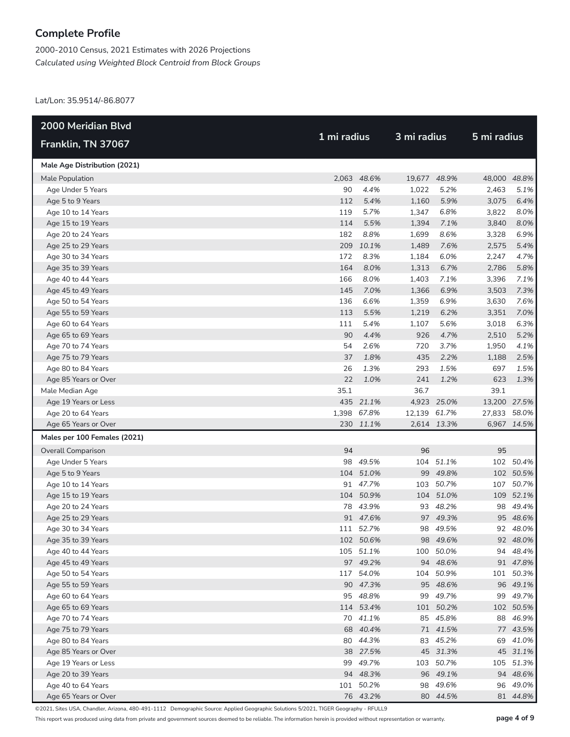# Complete Profile

2000-2010 Census, 2021 Estimates with 2026 Projections
*Calculated using Weighted Block Centroid from Block Groups*

Lat/Lon: 35.9514/-86.8077

| 2000 Meridian Blvd Franklin, TN 37067 | 1 mi radius | | 3 mi radius | | 5 mi radius | |
|---|---|---|---|---|---|---|
| **Male Age Distribution (2021)** | | | | | | |
| Male Population | 2,063 | *48.6%* | 19,677 | *48.9%* | 48,000 | *48.8%* |
| Age Under 5 Years | 90 | *4.4%* | 1,022 | *5.2%* | 2,463 | *5.1%* |
| Age 5 to 9 Years | 112 | *5.4%* | 1,160 | *5.9%* | 3,075 | *6.4%* |
| Age 10 to 14 Years | 119 | *5.7%* | 1,347 | *6.8%* | 3,822 | *8.0%* |
| Age 15 to 19 Years | 114 | *5.5%* | 1,394 | *7.1%* | 3,840 | *8.0%* |
| Age 20 to 24 Years | 182 | *8.8%* | 1,699 | *8.6%* | 3,328 | *6.9%* |
| Age 25 to 29 Years | 209 | *10.1%* | 1,489 | *7.6%* | 2,575 | *5.4%* |
| Age 30 to 34 Years | 172 | *8.3%* | 1,184 | *6.0%* | 2,247 | *4.7%* |
| Age 35 to 39 Years | 164 | *8.0%* | 1,313 | *6.7%* | 2,786 | *5.8%* |
| Age 40 to 44 Years | 166 | *8.0%* | 1,403 | *7.1%* | 3,396 | *7.1%* |
| Age 45 to 49 Years | 145 | *7.0%* | 1,366 | *6.9%* | 3,503 | *7.3%* |
| Age 50 to 54 Years | 136 | *6.6%* | 1,359 | *6.9%* | 3,630 | *7.6%* |
| Age 55 to 59 Years | 113 | *5.5%* | 1,219 | *6.2%* | 3,351 | *7.0%* |
| Age 60 to 64 Years | 111 | *5.4%* | 1,107 | *5.6%* | 3,018 | *6.3%* |
| Age 65 to 69 Years | 90 | *4.4%* | 926 | *4.7%* | 2,510 | *5.2%* |
| Age 70 to 74 Years | 54 | *2.6%* | 720 | *3.7%* | 1,950 | *4.1%* |
| Age 75 to 79 Years | 37 | *1.8%* | 435 | *2.2%* | 1,188 | *2.5%* |
| Age 80 to 84 Years | 26 | *1.3%* | 293 | *1.5%* | 697 | *1.5%* |
| Age 85 Years or Over | 22 | *1.0%* | 241 | *1.2%* | 623 | *1.3%* |
| Male Median Age | 35.1 | | 36.7 | | 39.1 | |
| Age 19 Years or Less | 435 | *21.1%* | 4,923 | *25.0%* | 13,200 | *27.5%* |
| Age 20 to 64 Years | 1,398 | *67.8%* | 12,139 | *61.7%* | 27,833 | *58.0%* |
| Age 65 Years or Over | 230 | *11.1%* | 2,614 | *13.3%* | 6,967 | *14.5%* |
| **Males per 100 Females (2021)** | | | | | | |
| Overall Comparison | 94 | | 96 | | 95 | |
| Age Under 5 Years | 98 | *49.5%* | 104 | *51.1%* | 102 | *50.4%* |
| Age 5 to 9 Years | 104 | *51.0%* | 99 | *49.8%* | 102 | *50.5%* |
| Age 10 to 14 Years | 91 | *47.7%* | 103 | *50.7%* | 107 | *50.7%* |
| Age 15 to 19 Years | 104 | *50.9%* | 104 | *51.0%* | 109 | *52.1%* |
| Age 20 to 24 Years | 78 | *43.9%* | 93 | *48.2%* | 98 | *49.4%* |
| Age 25 to 29 Years | 91 | *47.6%* | 97 | *49.3%* | 95 | *48.6%* |
| Age 30 to 34 Years | 111 | *52.7%* | 98 | *49.5%* | 92 | *48.0%* |
| Age 35 to 39 Years | 102 | *50.6%* | 98 | *49.6%* | 92 | *48.0%* |
| Age 40 to 44 Years | 105 | *51.1%* | 100 | *50.0%* | 94 | *48.4%* |
| Age 45 to 49 Years | 97 | *49.2%* | 94 | *48.6%* | 91 | *47.8%* |
| Age 50 to 54 Years | 117 | *54.0%* | 104 | *50.9%* | 101 | *50.3%* |
| Age 55 to 59 Years | 90 | *47.3%* | 95 | *48.6%* | 96 | *49.1%* |
| Age 60 to 64 Years | 95 | *48.8%* | 99 | *49.7%* | 99 | *49.7%* |
| Age 65 to 69 Years | 114 | *53.4%* | 101 | *50.2%* | 102 | *50.5%* |
| Age 70 to 74 Years | 70 | *41.1%* | 85 | *45.8%* | 88 | *46.9%* |
| Age 75 to 79 Years | 68 | *40.4%* | 71 | *41.5%* | 77 | *43.5%* |
| Age 80 to 84 Years | 80 | *44.3%* | 83 | *45.2%* | 69 | *41.0%* |
| Age 85 Years or Over | 38 | *27.5%* | 45 | *31.3%* | 45 | *31.1%* |
| Age 19 Years or Less | 99 | *49.7%* | 103 | *50.7%* | 105 | *51.3%* |
| Age 20 to 39 Years | 94 | *48.3%* | 96 | *49.1%* | 94 | *48.6%* |
| Age 40 to 64 Years | 101 | *50.2%* | 98 | *49.6%* | 96 | *49.0%* |
| Age 65 Years or Over | 76 | *43.2%* | 80 | *44.5%* | 81 | *44.8%* |

©2021, Sites USA, Chandler, Arizona, 480-491-1112 Demographic Source: Applied Geographic Solutions 5/2021, TIGER Geography - RFULL9

This report was produced using data from private and government sources deemed to be reliable. The information herein is provided without representation or warranty.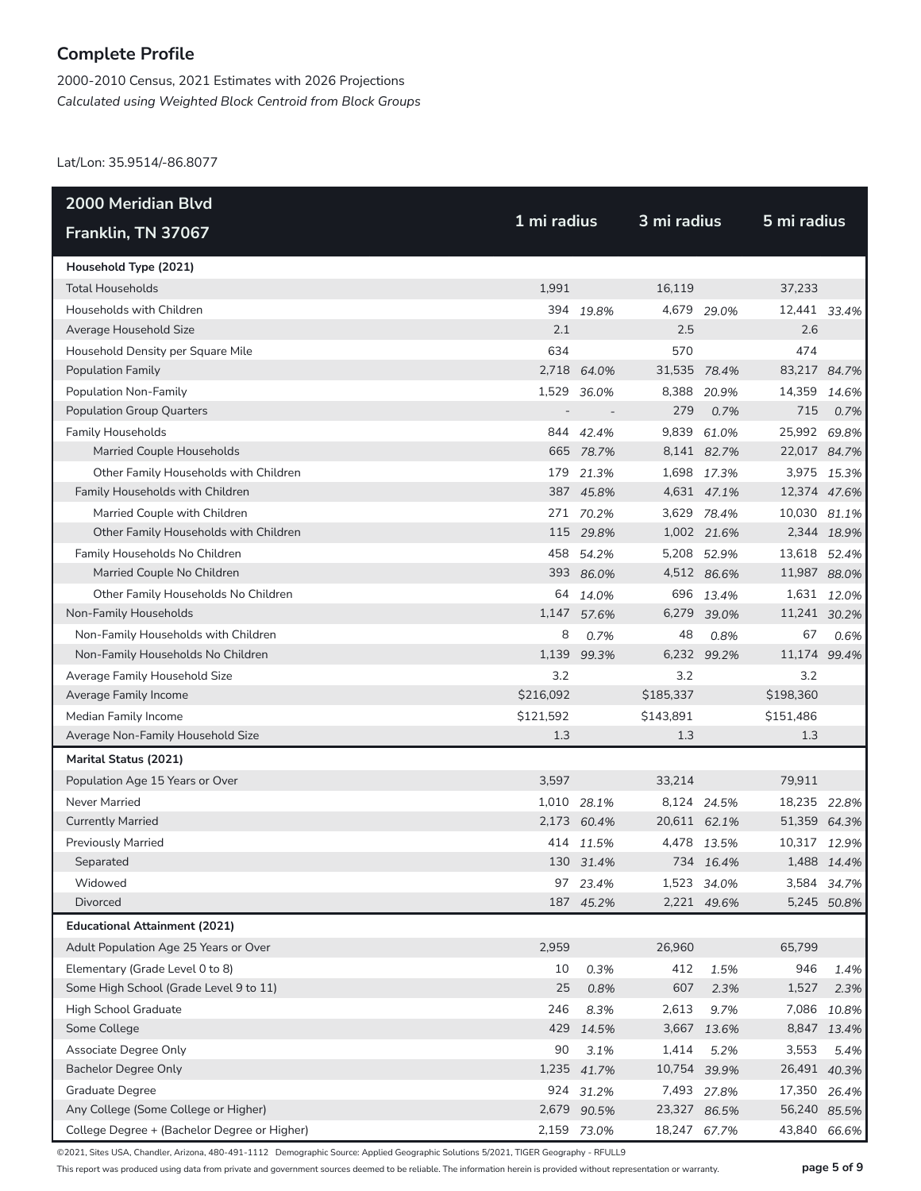## Complete Profile

2000-2010 Census, 2021 Estimates with 2026 Projections
*Calculated using Weighted Block Centroid from Block Groups*

Lat/Lon: 35.9514/-86.8077

| 2000 Meridian Blvd<br>Franklin, TN 37067 | 1 mi radius | | 3 mi radius | | 5 mi radius | |
|---|---|---|---|---|---|---|
| **Household Type (2021)** | | | | | | |
| Total Households | 1,991 | | 16,119 | | 37,233 | |
| Households with Children | 394 | *19.8%* | 4,679 | *29.0%* | 12,441 | *33.4%* |
| Average Household Size | 2.1 | | 2.5 | | 2.6 | |
| Household Density per Square Mile | 634 | | 570 | | 474 | |
| Population Family | 2,718 | *64.0%* | 31,535 | *78.4%* | 83,217 | *84.7%* |
| Population Non-Family | 1,529 | *36.0%* | 8,388 | *20.9%* | 14,359 | *14.6%* |
| Population Group Quarters | - | - | 279 | *0.7%* | 715 | *0.7%* |
| Family Households | 844 | *42.4%* | 9,839 | *61.0%* | 25,992 | *69.8%* |
| Married Couple Households | 665 | *78.7%* | 8,141 | *82.7%* | 22,017 | *84.7%* |
| Other Family Households with Children | 179 | *21.3%* | 1,698 | *17.3%* | 3,975 | *15.3%* |
| Family Households with Children | 387 | *45.8%* | 4,631 | *47.1%* | 12,374 | *47.6%* |
| Married Couple with Children | 271 | *70.2%* | 3,629 | *78.4%* | 10,030 | *81.1%* |
| Other Family Households with Children | 115 | *29.8%* | 1,002 | *21.6%* | 2,344 | *18.9%* |
| Family Households No Children | 458 | *54.2%* | 5,208 | *52.9%* | 13,618 | *52.4%* |
| Married Couple No Children | 393 | *86.0%* | 4,512 | *86.6%* | 11,987 | *88.0%* |
| Other Family Households No Children | 64 | *14.0%* | 696 | *13.4%* | 1,631 | *12.0%* |
| Non-Family Households | 1,147 | *57.6%* | 6,279 | *39.0%* | 11,241 | *30.2%* |
| Non-Family Households with Children | 8 | *0.7%* | 48 | *0.8%* | 67 | *0.6%* |
| Non-Family Households No Children | 1,139 | *99.3%* | 6,232 | *99.2%* | 11,174 | *99.4%* |
| Average Family Household Size | 3.2 | | 3.2 | | 3.2 | |
| Average Family Income | $216,092 | | $185,337 | | $198,360 | |
| Median Family Income | $121,592 | | $143,891 | | $151,486 | |
| Average Non-Family Household Size | 1.3 | | 1.3 | | 1.3 | |
| **Marital Status (2021)** | | | | | | |
| Population Age 15 Years or Over | 3,597 | | 33,214 | | 79,911 | |
| Never Married | 1,010 | *28.1%* | 8,124 | *24.5%* | 18,235 | *22.8%* |
| Currently Married | 2,173 | *60.4%* | 20,611 | *62.1%* | 51,359 | *64.3%* |
| Previously Married | 414 | *11.5%* | 4,478 | *13.5%* | 10,317 | *12.9%* |
| Separated | 130 | *31.4%* | 734 | *16.4%* | 1,488 | *14.4%* |
| Widowed | 97 | *23.4%* | 1,523 | *34.0%* | 3,584 | *34.7%* |
| Divorced | 187 | *45.2%* | 2,221 | *49.6%* | 5,245 | *50.8%* |
| **Educational Attainment (2021)** | | | | | | |
| Adult Population Age 25 Years or Over | 2,959 | | 26,960 | | 65,799 | |
| Elementary (Grade Level 0 to 8) | 10 | *0.3%* | 412 | *1.5%* | 946 | *1.4%* |
| Some High School (Grade Level 9 to 11) | 25 | *0.8%* | 607 | *2.3%* | 1,527 | *2.3%* |
| High School Graduate | 246 | *8.3%* | 2,613 | *9.7%* | 7,086 | *10.8%* |
| Some College | 429 | *14.5%* | 3,667 | *13.6%* | 8,847 | *13.4%* |
| Associate Degree Only | 90 | *3.1%* | 1,414 | *5.2%* | 3,553 | *5.4%* |
| Bachelor Degree Only | 1,235 | *41.7%* | 10,754 | *39.9%* | 26,491 | *40.3%* |
| Graduate Degree | 924 | *31.2%* | 7,493 | *27.8%* | 17,350 | *26.4%* |
| Any College (Some College or Higher) | 2,679 | *90.5%* | 23,327 | *86.5%* | 56,240 | *85.5%* |
| College Degree + (Bachelor Degree or Higher) | 2,159 | *73.0%* | 18,247 | *67.7%* | 43,840 | *66.6%* |

©2021, Sites USA, Chandler, Arizona, 480-491-1112 Demographic Source: Applied Geographic Solutions 5/2021, TIGER Geography - RFULL9

This report was produced using data from private and government sources deemed to be reliable. The information herein is provided without representation or warranty.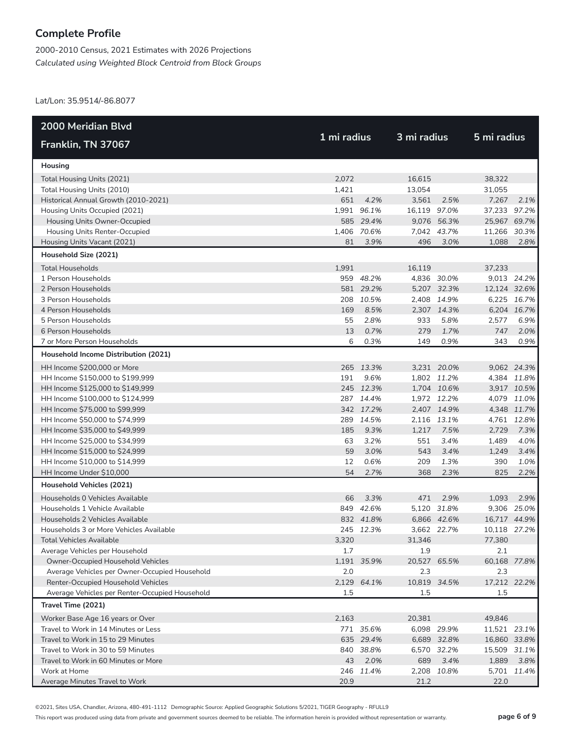## Complete Profile

2000-2010 Census, 2021 Estimates with 2026 Projections

*Calculated using Weighted Block Centroid from Block Groups*

Lat/Lon: 35.9514/-86.8077

| 2000 Meridian Blvd<br>Franklin, TN 37067 | 1 mi radius | | 3 mi radius | | 5 mi radius | |
|---|---|---|---|---|---|---|
| **Housing** | | | | | | |
| Total Housing Units (2021) | 2,072 | | 16,615 | | 38,322 | |
| Total Housing Units (2010) | 1,421 | | 13,054 | | 31,055 | |
| Historical Annual Growth (2010-2021) | 651 | *4.2%* | 3,561 | *2.5%* | 7,267 | *2.1%* |
| Housing Units Occupied (2021) | 1,991 | *96.1%* | 16,119 | *97.0%* | 37,233 | *97.2%* |
| Housing Units Owner-Occupied | 585 | *29.4%* | 9,076 | *56.3%* | 25,967 | *69.7%* |
| Housing Units Renter-Occupied | 1,406 | *70.6%* | 7,042 | *43.7%* | 11,266 | *30.3%* |
| Housing Units Vacant (2021) | 81 | *3.9%* | 496 | *3.0%* | 1,088 | *2.8%* |
| **Household Size (2021)** | | | | | | |
| Total Households | 1,991 | | 16,119 | | 37,233 | |
| 1 Person Households | 959 | *48.2%* | 4,836 | *30.0%* | 9,013 | *24.2%* |
| 2 Person Households | 581 | *29.2%* | 5,207 | *32.3%* | 12,124 | *32.6%* |
| 3 Person Households | 208 | *10.5%* | 2,408 | *14.9%* | 6,225 | *16.7%* |
| 4 Person Households | 169 | *8.5%* | 2,307 | *14.3%* | 6,204 | *16.7%* |
| 5 Person Households | 55 | *2.8%* | 933 | *5.8%* | 2,577 | *6.9%* |
| 6 Person Households | 13 | *0.7%* | 279 | *1.7%* | 747 | *2.0%* |
| 7 or More Person Households | 6 | *0.3%* | 149 | *0.9%* | 343 | *0.9%* |
| **Household Income Distribution (2021)** | | | | | | |
| HH Income $200,000 or More | 265 | *13.3%* | 3,231 | *20.0%* | 9,062 | *24.3%* |
| HH Income $150,000 to $199,999 | 191 | *9.6%* | 1,802 | *11.2%* | 4,384 | *11.8%* |
| HH Income $125,000 to $149,999 | 245 | *12.3%* | 1,704 | *10.6%* | 3,917 | *10.5%* |
| HH Income $100,000 to $124,999 | 287 | *14.4%* | 1,972 | *12.2%* | 4,079 | *11.0%* |
| HH Income $75,000 to $99,999 | 342 | *17.2%* | 2,407 | *14.9%* | 4,348 | *11.7%* |
| HH Income $50,000 to $74,999 | 289 | *14.5%* | 2,116 | *13.1%* | 4,761 | *12.8%* |
| HH Income $35,000 to $49,999 | 185 | *9.3%* | 1,217 | *7.5%* | 2,729 | *7.3%* |
| HH Income $25,000 to $34,999 | 63 | *3.2%* | 551 | *3.4%* | 1,489 | *4.0%* |
| HH Income $15,000 to $24,999 | 59 | *3.0%* | 543 | *3.4%* | 1,249 | *3.4%* |
| HH Income $10,000 to $14,999 | 12 | *0.6%* | 209 | *1.3%* | 390 | *1.0%* |
| HH Income Under $10,000 | 54 | *2.7%* | 368 | *2.3%* | 825 | *2.2%* |
| **Household Vehicles (2021)** | | | | | | |
| Households 0 Vehicles Available | 66 | *3.3%* | 471 | *2.9%* | 1,093 | *2.9%* |
| Households 1 Vehicle Available | 849 | *42.6%* | 5,120 | *31.8%* | 9,306 | *25.0%* |
| Households 2 Vehicles Available | 832 | *41.8%* | 6,866 | *42.6%* | 16,717 | *44.9%* |
| Households 3 or More Vehicles Available | 245 | *12.3%* | 3,662 | *22.7%* | 10,118 | *27.2%* |
| Total Vehicles Available | 3,320 | | 31,346 | | 77,380 | |
| Average Vehicles per Household | 1.7 | | 1.9 | | 2.1 | |
| Owner-Occupied Household Vehicles | 1,191 | *35.9%* | 20,527 | *65.5%* | 60,168 | *77.8%* |
| Average Vehicles per Owner-Occupied Household | 2.0 | | 2.3 | | 2.3 | |
| Renter-Occupied Household Vehicles | 2,129 | *64.1%* | 10,819 | *34.5%* | 17,212 | *22.2%* |
| Average Vehicles per Renter-Occupied Household | 1.5 | | 1.5 | | 1.5 | |
| **Travel Time (2021)** | | | | | | |
| Worker Base Age 16 years or Over | 2,163 | | 20,381 | | 49,846 | |
| Travel to Work in 14 Minutes or Less | 771 | *35.6%* | 6,098 | *29.9%* | 11,521 | *23.1%* |
| Travel to Work in 15 to 29 Minutes | 635 | *29.4%* | 6,689 | *32.8%* | 16,860 | *33.8%* |
| Travel to Work in 30 to 59 Minutes | 840 | *38.8%* | 6,570 | *32.2%* | 15,509 | *31.1%* |
| Travel to Work in 60 Minutes or More | 43 | *2.0%* | 689 | *3.4%* | 1,889 | *3.8%* |
| Work at Home | 246 | *11.4%* | 2,208 | *10.8%* | 5,701 | *11.4%* |
| Average Minutes Travel to Work | 20.9 | | 21.2 | | 22.0 | |

©2021, Sites USA, Chandler, Arizona, 480-491-1112 Demographic Source: Applied Geographic Solutions 5/2021, TIGER Geography - RFULL9

This report was produced using data from private and government sources deemed to be reliable. The information herein is provided without representation or warranty.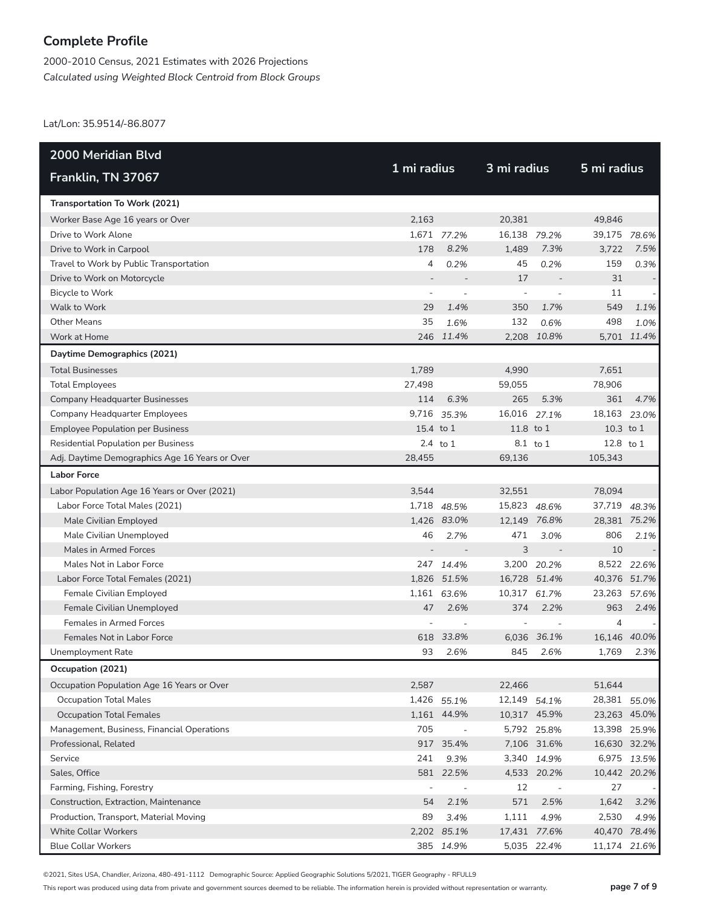## Complete Profile

2000-2010 Census, 2021 Estimates with 2026 Projections
*Calculated using Weighted Block Centroid from Block Groups*

Lat/Lon: 35.9514/-86.8077

| 2000 Meridian Blvd Franklin, TN 37067 | 1 mi radius | | 3 mi radius | | 5 mi radius | |
|---|---|---|---|---|---|---|
| **Transportation To Work (2021)** | | | | | | |
| Worker Base Age 16 years or Over | 2,163 | | 20,381 | | 49,846 | |
| Drive to Work Alone | 1,671 | *77.2%* | 16,138 | *79.2%* | 39,175 | *78.6%* |
| Drive to Work in Carpool | 178 | *8.2%* | 1,489 | *7.3%* | 3,722 | *7.5%* |
| Travel to Work by Public Transportation | 4 | *0.2%* | 45 | *0.2%* | 159 | *0.3%* |
| Drive to Work on Motorcycle | - | - | 17 | - | 31 | - |
| Bicycle to Work | - | - | - | - | 11 | - |
| Walk to Work | 29 | *1.4%* | 350 | *1.7%* | 549 | *1.1%* |
| Other Means | 35 | *1.6%* | 132 | *0.6%* | 498 | *1.0%* |
| Work at Home | 246 | *11.4%* | 2,208 | *10.8%* | 5,701 | *11.4%* |
| **Daytime Demographics (2021)** | | | | | | |
| Total Businesses | 1,789 | | 4,990 | | 7,651 | |
| Total Employees | 27,498 | | 59,055 | | 78,906 | |
| Company Headquarter Businesses | 114 | *6.3%* | 265 | *5.3%* | 361 | *4.7%* |
| Company Headquarter Employees | 9,716 | *35.3%* | 16,016 | *27.1%* | 18,163 | *23.0%* |
| Employee Population per Business | 15.4 | to 1 | 11.8 | to 1 | 10.3 | to 1 |
| Residential Population per Business | 2.4 | to 1 | 8.1 | to 1 | 12.8 | to 1 |
| Adj. Daytime Demographics Age 16 Years or Over | 28,455 | | 69,136 | | 105,343 | |
| **Labor Force** | | | | | | |
| Labor Population Age 16 Years or Over (2021) | 3,544 | | 32,551 | | 78,094 | |
| Labor Force Total Males (2021) | 1,718 | *48.5%* | 15,823 | *48.6%* | 37,719 | *48.3%* |
| Male Civilian Employed | 1,426 | *83.0%* | 12,149 | *76.8%* | 28,381 | *75.2%* |
| Male Civilian Unemployed | 46 | *2.7%* | 471 | *3.0%* | 806 | *2.1%* |
| Males in Armed Forces | - | - | 3 | - | 10 | - |
| Males Not in Labor Force | 247 | *14.4%* | 3,200 | *20.2%* | 8,522 | *22.6%* |
| Labor Force Total Females (2021) | 1,826 | *51.5%* | 16,728 | *51.4%* | 40,376 | *51.7%* |
| Female Civilian Employed | 1,161 | *63.6%* | 10,317 | *61.7%* | 23,263 | *57.6%* |
| Female Civilian Unemployed | 47 | *2.6%* | 374 | *2.2%* | 963 | *2.4%* |
| Females in Armed Forces | - | - | - | - | 4 | - |
| Females Not in Labor Force | 618 | *33.8%* | 6,036 | *36.1%* | 16,146 | *40.0%* |
| Unemployment Rate | 93 | *2.6%* | 845 | *2.6%* | 1,769 | *2.3%* |
| **Occupation (2021)** | | | | | | |
| Occupation Population Age 16 Years or Over | 2,587 | | 22,466 | | 51,644 | |
| Occupation Total Males | 1,426 | *55.1%* | 12,149 | *54.1%* | 28,381 | *55.0%* |
| Occupation Total Females | 1,161 | *44.9%* | 10,317 | *45.9%* | 23,263 | *45.0%* |
| Management, Business, Financial Operations | 705 | - | 5,792 | *25.8%* | 13,398 | *25.9%* |
| Professional, Related | 917 | *35.4%* | 7,106 | *31.6%* | 16,630 | *32.2%* |
| Service | 241 | *9.3%* | 3,340 | *14.9%* | 6,975 | *13.5%* |
| Sales, Office | 581 | *22.5%* | 4,533 | *20.2%* | 10,442 | *20.2%* |
| Farming, Fishing, Forestry | - | - | 12 | - | 27 | - |
| Construction, Extraction, Maintenance | 54 | *2.1%* | 571 | *2.5%* | 1,642 | *3.2%* |
| Production, Transport, Material Moving | 89 | *3.4%* | 1,111 | *4.9%* | 2,530 | *4.9%* |
| White Collar Workers | 2,202 | *85.1%* | 17,431 | *77.6%* | 40,470 | *78.4%* |
| Blue Collar Workers | 385 | *14.9%* | 5,035 | *22.4%* | 11,174 | *21.6%* |

©2021, Sites USA, Chandler, Arizona, 480-491-1112 Demographic Source: Applied Geographic Solutions 5/2021, TIGER Geography - RFULL9

This report was produced using data from private and government sources deemed to be reliable. The information herein is provided without representation or warranty.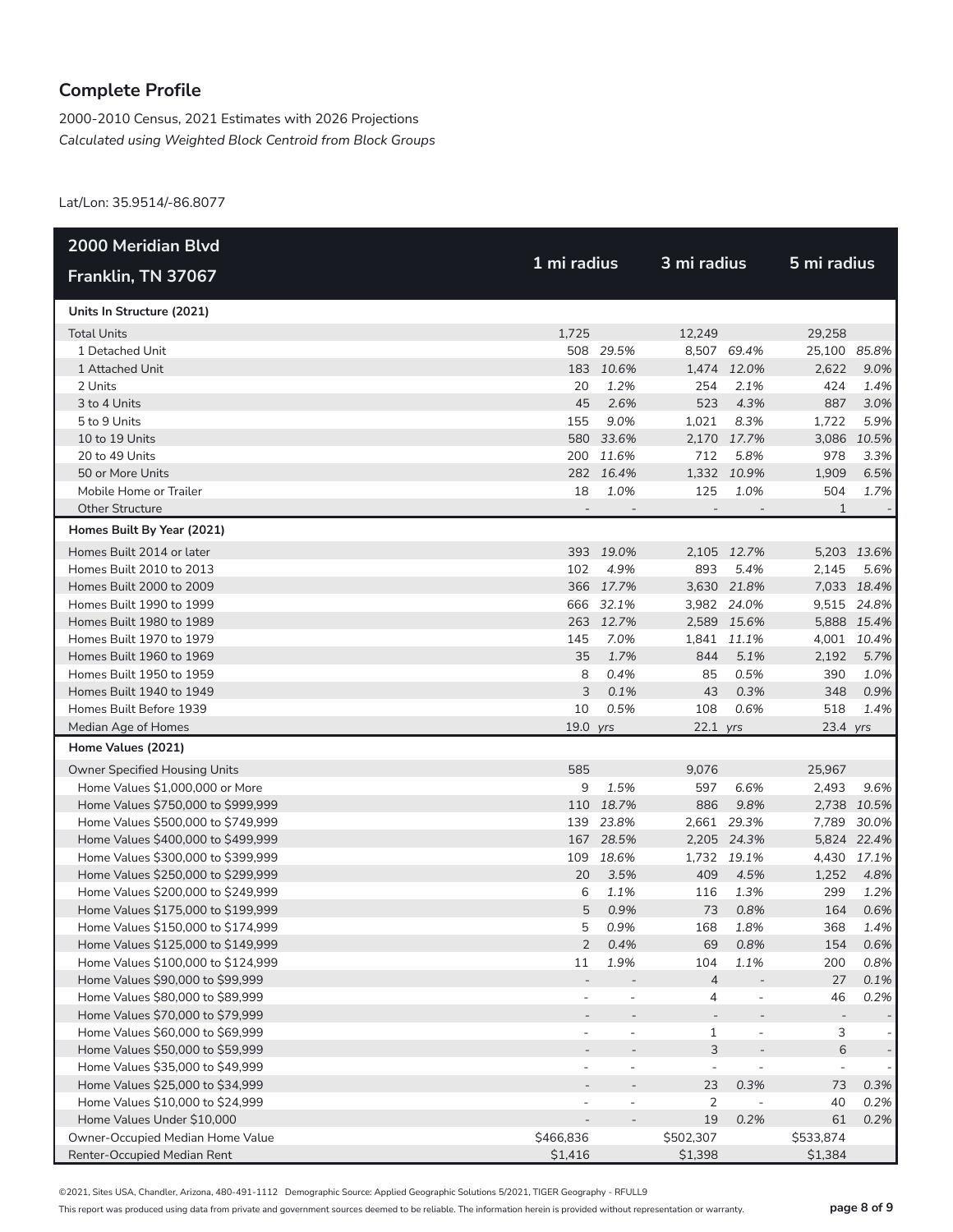## Complete Profile

2000-2010 Census, 2021 Estimates with 2026 Projections
*Calculated using Weighted Block Centroid from Block Groups*

Lat/Lon: 35.9514/-86.8077

| 2000 Meridian Blvd Franklin, TN 37067 | 1 mi radius | | 3 mi radius | | 5 mi radius | |
|---|---|---|---|---|---|---|
| **Units In Structure (2021)** | | | | | | |
| Total Units | 1,725 | | 12,249 | | 29,258 | |
| 1 Detached Unit | 508 | 29.5% | 8,507 | 69.4% | 25,100 | 85.8% |
| 1 Attached Unit | 183 | 10.6% | 1,474 | 12.0% | 2,622 | 9.0% |
| 2 Units | 20 | 1.2% | 254 | 2.1% | 424 | 1.4% |
| 3 to 4 Units | 45 | 2.6% | 523 | 4.3% | 887 | 3.0% |
| 5 to 9 Units | 155 | 9.0% | 1,021 | 8.3% | 1,722 | 5.9% |
| 10 to 19 Units | 580 | 33.6% | 2,170 | 17.7% | 3,086 | 10.5% |
| 20 to 49 Units | 200 | 11.6% | 712 | 5.8% | 978 | 3.3% |
| 50 or More Units | 282 | 16.4% | 1,332 | 10.9% | 1,909 | 6.5% |
| Mobile Home or Trailer | 18 | 1.0% | 125 | 1.0% | 504 | 1.7% |
| Other Structure | - | - | - | - | 1 | - |
| **Homes Built By Year (2021)** | | | | | | |
| Homes Built 2014 or later | 393 | 19.0% | 2,105 | 12.7% | 5,203 | 13.6% |
| Homes Built 2010 to 2013 | 102 | 4.9% | 893 | 5.4% | 2,145 | 5.6% |
| Homes Built 2000 to 2009 | 366 | 17.7% | 3,630 | 21.8% | 7,033 | 18.4% |
| Homes Built 1990 to 1999 | 666 | 32.1% | 3,982 | 24.0% | 9,515 | 24.8% |
| Homes Built 1980 to 1989 | 263 | 12.7% | 2,589 | 15.6% | 5,888 | 15.4% |
| Homes Built 1970 to 1979 | 145 | 7.0% | 1,841 | 11.1% | 4,001 | 10.4% |
| Homes Built 1960 to 1969 | 35 | 1.7% | 844 | 5.1% | 2,192 | 5.7% |
| Homes Built 1950 to 1959 | 8 | 0.4% | 85 | 0.5% | 390 | 1.0% |
| Homes Built 1940 to 1949 | 3 | 0.1% | 43 | 0.3% | 348 | 0.9% |
| Homes Built Before 1939 | 10 | 0.5% | 108 | 0.6% | 518 | 1.4% |
| Median Age of Homes | 19.0 | yrs | 22.1 | yrs | 23.4 | yrs |
| **Home Values (2021)** | | | | | | |
| Owner Specified Housing Units | 585 | | 9,076 | | 25,967 | |
| Home Values $1,000,000 or More | 9 | 1.5% | 597 | 6.6% | 2,493 | 9.6% |
| Home Values $750,000 to $999,999 | 110 | 18.7% | 886 | 9.8% | 2,738 | 10.5% |
| Home Values $500,000 to $749,999 | 139 | 23.8% | 2,661 | 29.3% | 7,789 | 30.0% |
| Home Values $400,000 to $499,999 | 167 | 28.5% | 2,205 | 24.3% | 5,824 | 22.4% |
| Home Values $300,000 to $399,999 | 109 | 18.6% | 1,732 | 19.1% | 4,430 | 17.1% |
| Home Values $250,000 to $299,999 | 20 | 3.5% | 409 | 4.5% | 1,252 | 4.8% |
| Home Values $200,000 to $249,999 | 6 | 1.1% | 116 | 1.3% | 299 | 1.2% |
| Home Values $175,000 to $199,999 | 5 | 0.9% | 73 | 0.8% | 164 | 0.6% |
| Home Values $150,000 to $174,999 | 5 | 0.9% | 168 | 1.8% | 368 | 1.4% |
| Home Values $125,000 to $149,999 | 2 | 0.4% | 69 | 0.8% | 154 | 0.6% |
| Home Values $100,000 to $124,999 | 11 | 1.9% | 104 | 1.1% | 200 | 0.8% |
| Home Values $90,000 to $99,999 | - | - | 4 | - | 27 | 0.1% |
| Home Values $80,000 to $89,999 | - | - | 4 | - | 46 | 0.2% |
| Home Values $70,000 to $79,999 | - | - | - | - | - | - |
| Home Values $60,000 to $69,999 | - | - | 1 | - | 3 | - |
| Home Values $50,000 to $59,999 | - | - | 3 | - | 6 | - |
| Home Values $35,000 to $49,999 | - | - | - | - | - | - |
| Home Values $25,000 to $34,999 | - | - | 23 | 0.3% | 73 | 0.3% |
| Home Values $10,000 to $24,999 | - | - | 2 | - | 40 | 0.2% |
| Home Values Under $10,000 | - | - | 19 | 0.2% | 61 | 0.2% |
| Owner-Occupied Median Home Value | $466,836 | | $502,307 | | $533,874 | |
| Renter-Occupied Median Rent | $1,416 | | $1,398 | | $1,384 | |

©2021, Sites USA, Chandler, Arizona, 480-491-1112 Demographic Source: Applied Geographic Solutions 5/2021, TIGER Geography - RFULL9

This report was produced using data from private and government sources deemed to be reliable. The information herein is provided without representation or warranty.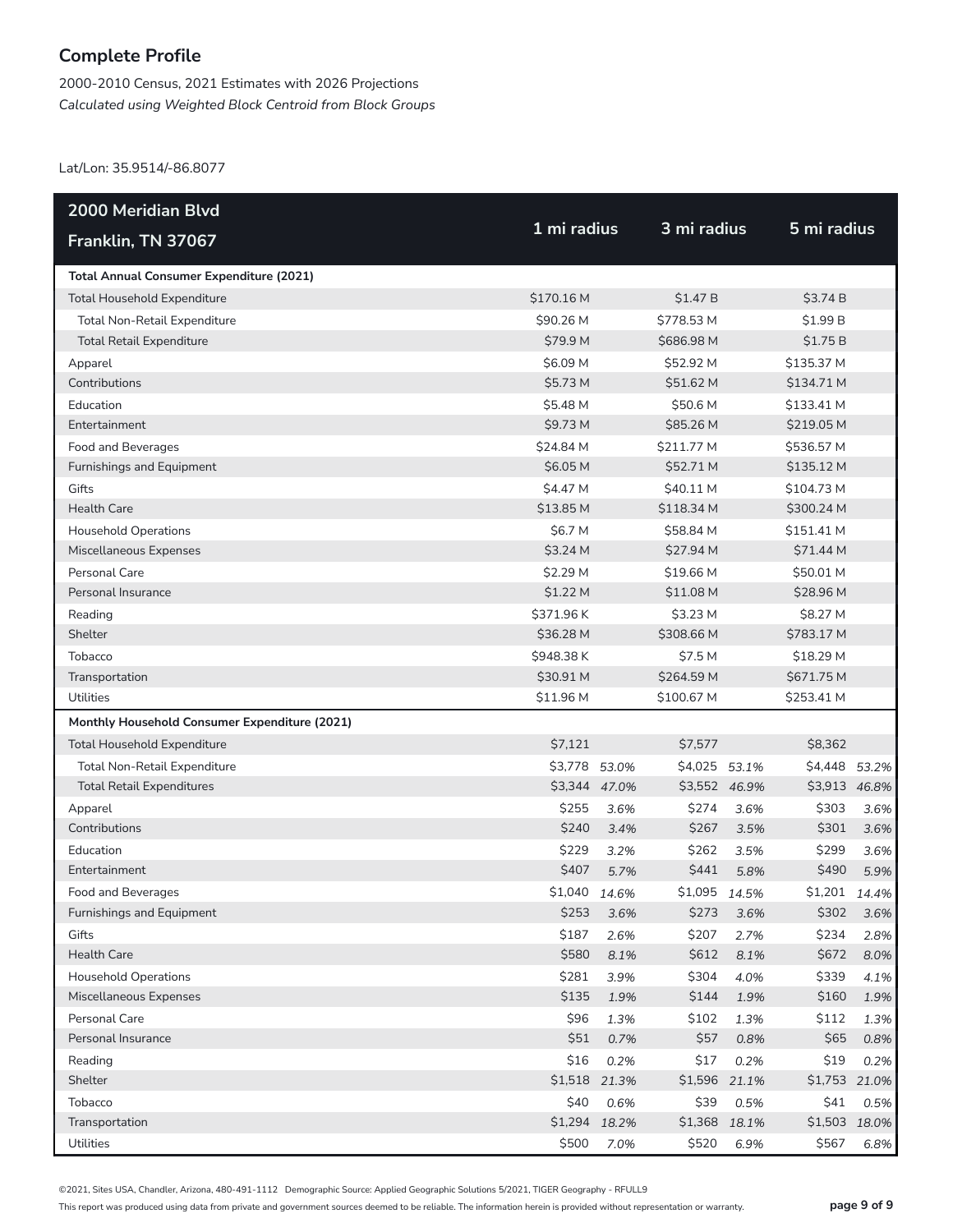## Complete Profile

2000-2010 Census, 2021 Estimates with 2026 Projections
*Calculated using Weighted Block Centroid from Block Groups*

Lat/Lon: 35.9514/-86.8077

| 2000 Meridian Blvd Franklin, TN 37067 | 1 mi radius | | 3 mi radius | | 5 mi radius | |
|---|---|---|---|---|---|---|
| **Total Annual Consumer Expenditure (2021)** | | | | | | |
| Total Household Expenditure | $170.16 M | | $1.47 B | | $3.74 B | |
| Total Non-Retail Expenditure | $90.26 M | | $778.53 M | | $1.99 B | |
| Total Retail Expenditure | $79.9 M | | $686.98 M | | $1.75 B | |
| Apparel | $6.09 M | | $52.92 M | | $135.37 M | |
| Contributions | $5.73 M | | $51.62 M | | $134.71 M | |
| Education | $5.48 M | | $50.6 M | | $133.41 M | |
| Entertainment | $9.73 M | | $85.26 M | | $219.05 M | |
| Food and Beverages | $24.84 M | | $211.77 M | | $536.57 M | |
| Furnishings and Equipment | $6.05 M | | $52.71 M | | $135.12 M | |
| Gifts | $4.47 M | | $40.11 M | | $104.73 M | |
| Health Care | $13.85 M | | $118.34 M | | $300.24 M | |
| Household Operations | $6.7 M | | $58.84 M | | $151.41 M | |
| Miscellaneous Expenses | $3.24 M | | $27.94 M | | $71.44 M | |
| Personal Care | $2.29 M | | $19.66 M | | $50.01 M | |
| Personal Insurance | $1.22 M | | $11.08 M | | $28.96 M | |
| Reading | $371.96 K | | $3.23 M | | $8.27 M | |
| Shelter | $36.28 M | | $308.66 M | | $783.17 M | |
| Tobacco | $948.38 K | | $7.5 M | | $18.29 M | |
| Transportation | $30.91 M | | $264.59 M | | $671.75 M | |
| Utilities | $11.96 M | | $100.67 M | | $253.41 M | |
| **Monthly Household Consumer Expenditure (2021)** | | | | | | |
| Total Household Expenditure | $7,121 | | $7,577 | | $8,362 | |
| Total Non-Retail Expenditure | $3,778 | *53.0%* | $4,025 | *53.1%* | $4,448 | *53.2%* |
| Total Retail Expenditures | $3,344 | *47.0%* | $3,552 | *46.9%* | $3,913 | *46.8%* |
| Apparel | $255 | *3.6%* | $274 | *3.6%* | $303 | *3.6%* |
| Contributions | $240 | *3.4%* | $267 | *3.5%* | $301 | *3.6%* |
| Education | $229 | *3.2%* | $262 | *3.5%* | $299 | *3.6%* |
| Entertainment | $407 | *5.7%* | $441 | *5.8%* | $490 | *5.9%* |
| Food and Beverages | $1,040 | *14.6%* | $1,095 | *14.5%* | $1,201 | *14.4%* |
| Furnishings and Equipment | $253 | *3.6%* | $273 | *3.6%* | $302 | *3.6%* |
| Gifts | $187 | *2.6%* | $207 | *2.7%* | $234 | *2.8%* |
| Health Care | $580 | *8.1%* | $612 | *8.1%* | $672 | *8.0%* |
| Household Operations | $281 | *3.9%* | $304 | *4.0%* | $339 | *4.1%* |
| Miscellaneous Expenses | $135 | *1.9%* | $144 | *1.9%* | $160 | *1.9%* |
| Personal Care | $96 | *1.3%* | $102 | *1.3%* | $112 | *1.3%* |
| Personal Insurance | $51 | *0.7%* | $57 | *0.8%* | $65 | *0.8%* |
| Reading | $16 | *0.2%* | $17 | *0.2%* | $19 | *0.2%* |
| Shelter | $1,518 | *21.3%* | $1,596 | *21.1%* | $1,753 | *21.0%* |
| Tobacco | $40 | *0.6%* | $39 | *0.5%* | $41 | *0.5%* |
| Transportation | $1,294 | *18.2%* | $1,368 | *18.1%* | $1,503 | *18.0%* |
| Utilities | $500 | *7.0%* | $520 | *6.9%* | $567 | *6.8%* |

©2021, Sites USA, Chandler, Arizona, 480-491-1112 Demographic Source: Applied Geographic Solutions 5/2021, TIGER Geography - RFULL9

This report was produced using data from private and government sources deemed to be reliable. The information herein is provided without representation or warranty.